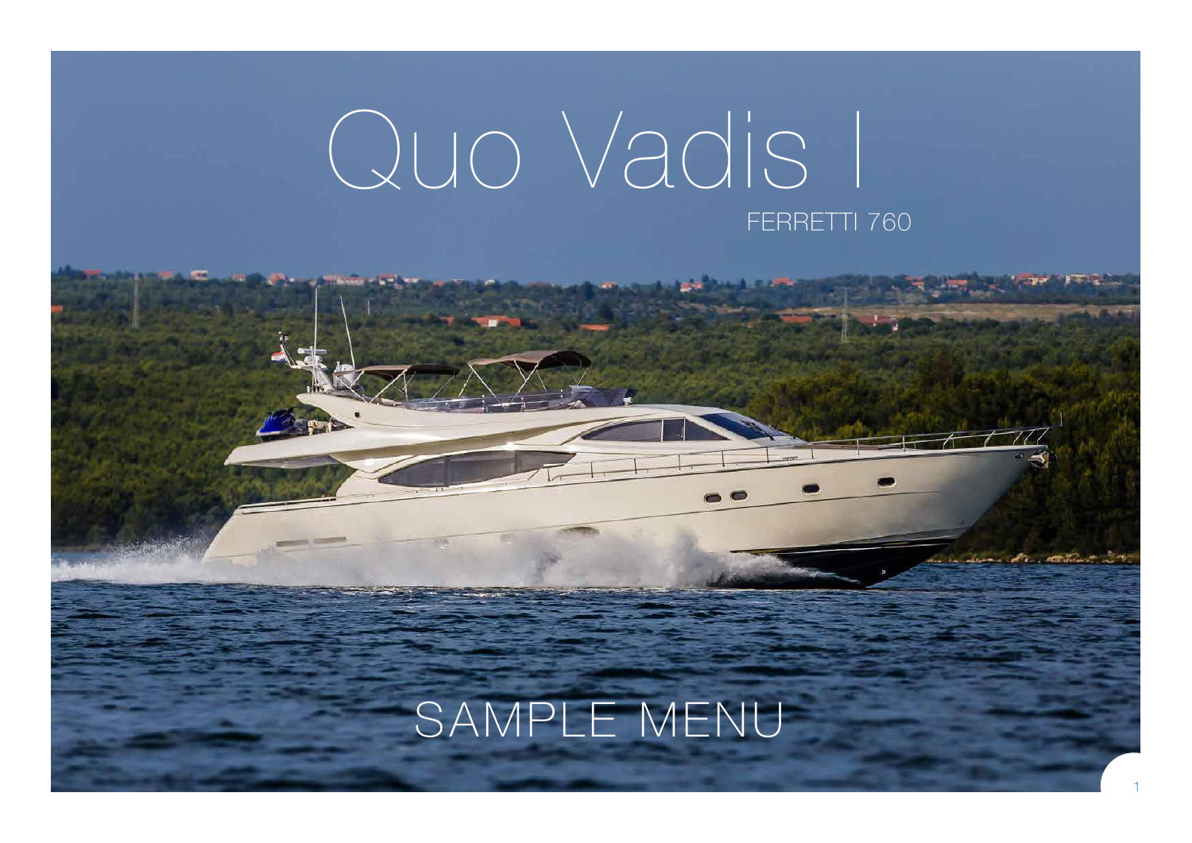# Quo Vadis I

FERRETTI 760

SAMPLE MENU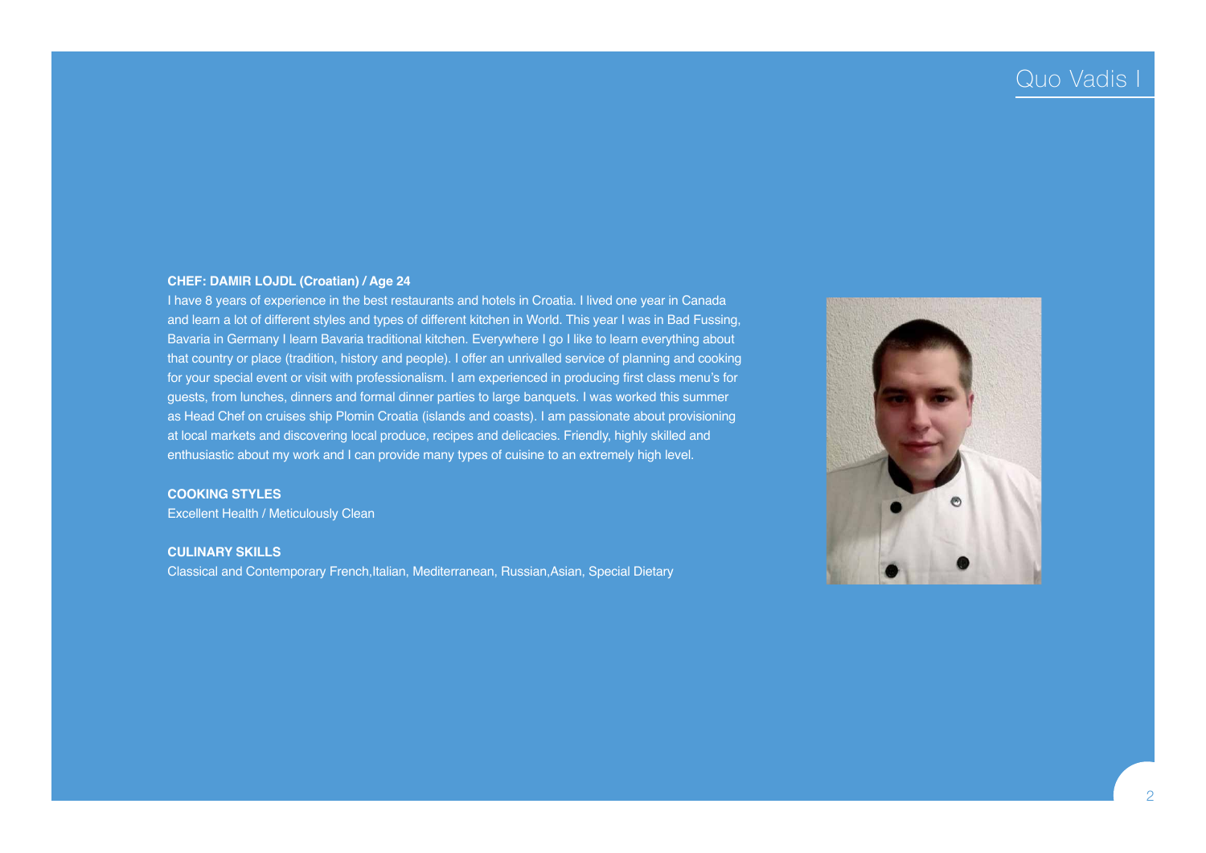**CHEF: DAMIR LOJDL (Croatian) / Age 24**

I have 8 years of experience in the best restaurants and hotels in Croatia. I lived one year in Canada and learn a lot of different styles and types of different kitchen in World. This year I was in Bad Fussing, Bavaria in Germany I learn Bavaria traditional kitchen. Everywhere I go I like to learn everything about that country or place (tradition, history and people). I offer an unrivalled service of planning and cooking for your special event or visit with professionalism. I am experienced in producing first class menu's for guests, from lunches, dinners and formal dinner parties to large banquets. I was worked this summer as Head Chef on cruises ship Plomin Croatia (islands and coasts). I am passionate about provisioning at local markets and discovering local produce, recipes and delicacies. Friendly, highly skilled and enthusiastic about my work and I can provide many types of cuisine to an extremely high level.

**COOKING STYLES**

Excellent Health / Meticulously Clean

**CULINARY SKILLS**

Classical and Contemporary French,Italian, Mediterranean, Russian,Asian, Special Dietary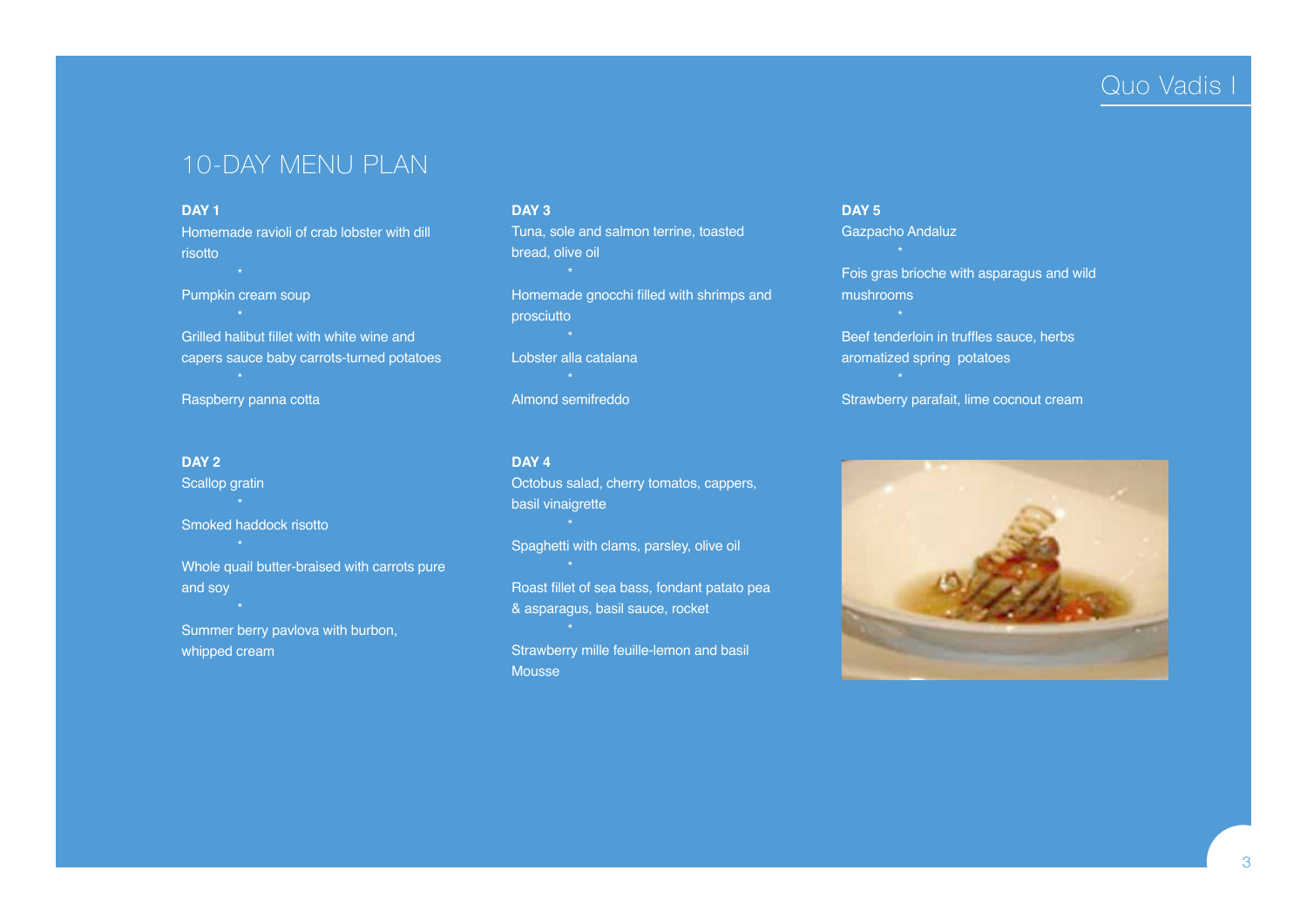# 10-DAY MENU PLAN

**DAY 1**

Homemade ravioli of crab lobster with dill risotto

*

Pumpkin cream soup

*

Grilled halibut fillet with white wine and capers sauce baby carrots-turned potatoes

*

Raspberry panna cotta

**DAY 2**

Scallop gratin

*

Smoked haddock risotto

*

Whole quail butter-braised with carrots pure and soy

*

Summer berry pavlova with burbon, whipped cream

**DAY 3**

Tuna, sole and salmon terrine, toasted bread, olive oil

*

Homemade gnocchi filled with shrimps and prosciutto

*

Lobster alla catalana

*

Almond semifreddo

**DAY 4**

Octobus salad, cherry tomatos, cappers, basil vinaigrette

*

Spaghetti with clams, parsley, olive oil

*

Roast fillet of sea bass, fondant patato pea & asparagus, basil sauce, rocket

*

Strawberry mille feuille-lemon and basil Mousse

**DAY 5**

Gazpacho Andaluz

*

Fois gras brioche with asparagus and wild mushrooms

*

Beef tenderloin in truffles sauce, herbs aromatized spring  potatoes

*

Strawberry parafait, lime cocnout cream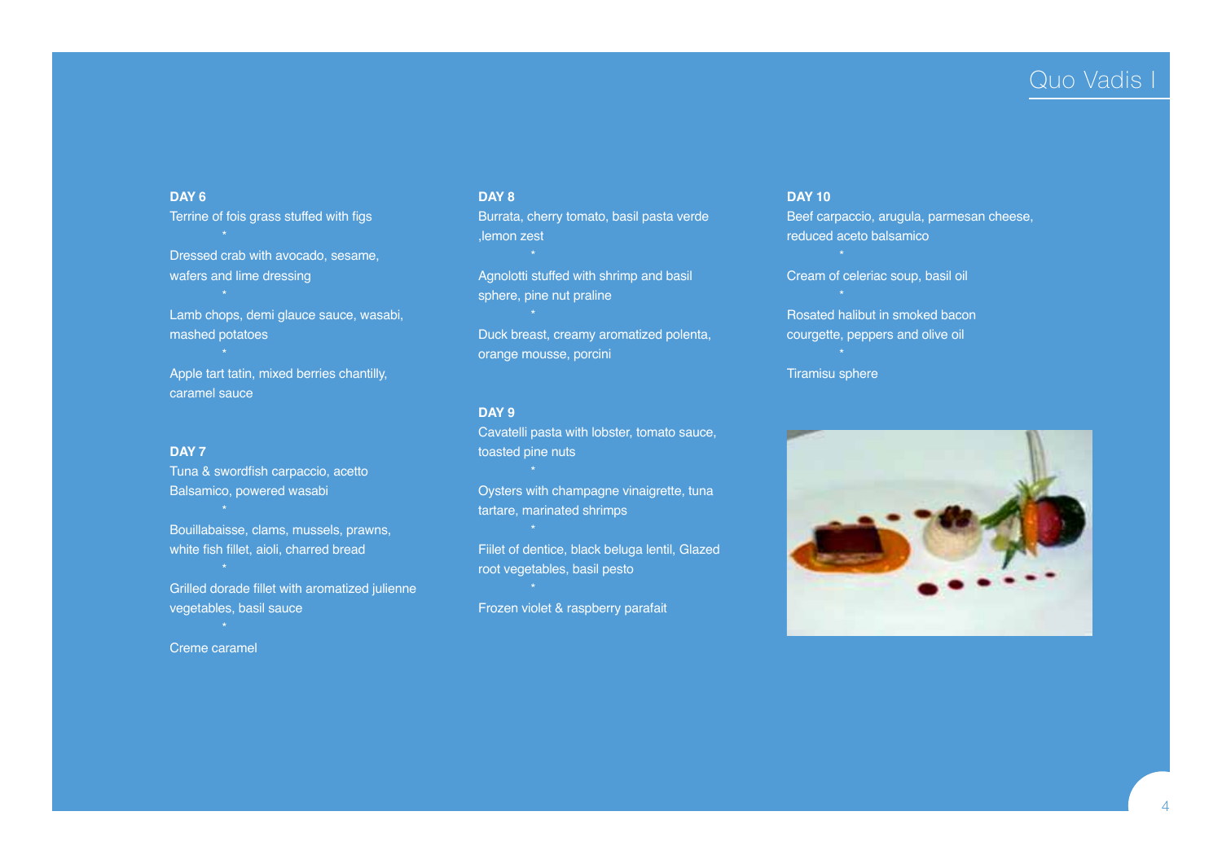## DAY 6

Terrine of fois grass stuffed with figs

*

Dressed crab with avocado, sesame, wafers and lime dressing

*

Lamb chops, demi glauce sauce, wasabi, mashed potatoes

*

Apple tart tatin, mixed berries chantilly, caramel sauce

## DAY 7

Tuna & swordfish carpaccio, acetto Balsamico, powered wasabi

*

Bouillabaisse, clams, mussels, prawns, white fish fillet, aioli, charred bread

*

Grilled dorade fillet with aromatized julienne vegetables, basil sauce

*

Creme caramel

## DAY 8

Burrata, cherry tomato, basil pasta verde ,lemon zest

*

Agnolotti stuffed with shrimp and basil sphere, pine nut praline

*

Duck breast, creamy aromatized polenta, orange mousse, porcini

## DAY 9

Cavatelli pasta with lobster, tomato sauce, toasted pine nuts

*

Oysters with champagne vinaigrette, tuna tartare, marinated shrimps

*

Fillet of dentice, black beluga lentil, Glazed root vegetables, basil pesto

*

Frozen violet & raspberry parafait

## DAY 10

Beef carpaccio, arugula, parmesan cheese, reduced aceto balsamico

*

Cream of celeriac soup, basil oil

*

Rosated halibut in smoked bacon courgette, peppers and olive oil

*

Tiramisu sphere